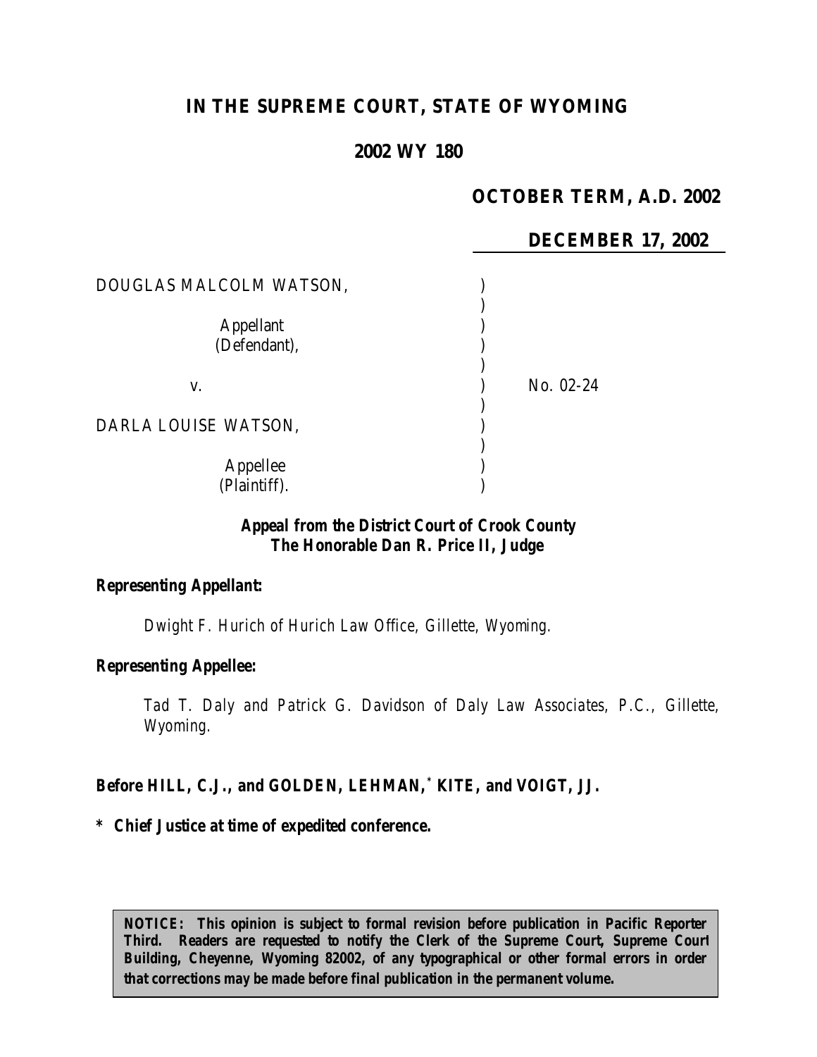# IN THE SUPREME COURT, STATE OF WYOMING

## 2002 WY 180

**OCTOBER TERM, A.D. 2002**

**DECEMBER 17, 2002**

DOUGLAS MALCOLM WATSON,

Appellant
(Defendant),

v.

No. 02-24

DARLA LOUISE WATSON,

Appellee
(Plaintiff).

**Appeal from the District Court of Crook County**
**The Honorable Dan R. Price II, Judge**

**Representing Appellant:**

Dwight F. Hurich of Hurich Law Office, Gillette, Wyoming.

**Representing Appellee:**

Tad T. Daly and Patrick G. Davidson of Daly Law Associates, P.C., Gillette, Wyoming.

**Before HILL, C.J., and GOLDEN, LEHMAN,\* KITE, and VOIGT, JJ.**

**\* Chief Justice at time of expedited conference.**

**NOTICE: This opinion is subject to formal revision before publication in Pacific Reporter Third. Readers are requested to notify the Clerk of the Supreme Court, Supreme Court Building, Cheyenne, Wyoming 82002, of any typographical or other formal errors in order that corrections may be made before final publication in the permanent volume.**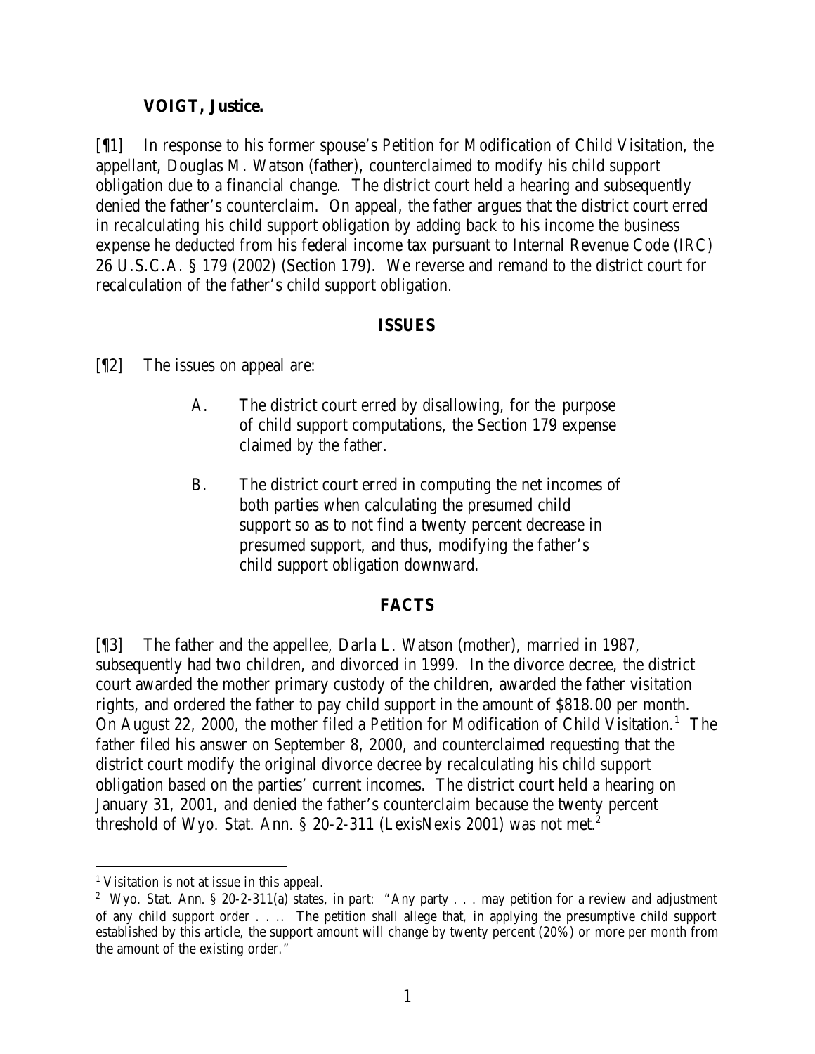**VOIGT, Justice.**

[¶1] In response to his former spouse's Petition for Modification of Child Visitation, the appellant, Douglas M. Watson (father), counterclaimed to modify his child support obligation due to a financial change. The district court held a hearing and subsequently denied the father's counterclaim. On appeal, the father argues that the district court erred in recalculating his child support obligation by adding back to his income the business expense he deducted from his federal income tax pursuant to Internal Revenue Code (IRC) 26 U.S.C.A. § 179 (2002) (Section 179). We reverse and remand to the district court for recalculation of the father's child support obligation.

## ISSUES

[¶2] The issues on appeal are:

> A. The district court erred by disallowing, for the purpose of child support computations, the Section 179 expense claimed by the father.
>
> B. The district court erred in computing the net incomes of both parties when calculating the presumed child support so as to not find a twenty percent decrease in presumed support, and thus, modifying the father's child support obligation downward.

## FACTS

[¶3] The father and the appellee, Darla L. Watson (mother), married in 1987, subsequently had two children, and divorced in 1999. In the divorce decree, the district court awarded the mother primary custody of the children, awarded the father visitation rights, and ordered the father to pay child support in the amount of $818.00 per month. On August 22, 2000, the mother filed a Petition for Modification of Child Visitation.[1] The father filed his answer on September 8, 2000, and counterclaimed requesting that the district court modify the original divorce decree by recalculating his child support obligation based on the parties' current incomes. The district court held a hearing on January 31, 2001, and denied the father's counterclaim because the twenty percent threshold of Wyo. Stat. Ann. § 20-2-311 (LexisNexis 2001) was not met.[2]

---

[1] Visitation is not at issue in this appeal.

[2] Wyo. Stat. Ann. § 20-2-311(a) states, in part: "Any party . . . may petition for a review and adjustment of any child support order . . .. The petition shall allege that, in applying the presumptive child support established by this article, the support amount will change by twenty percent (20%) or more per month from the amount of the existing order."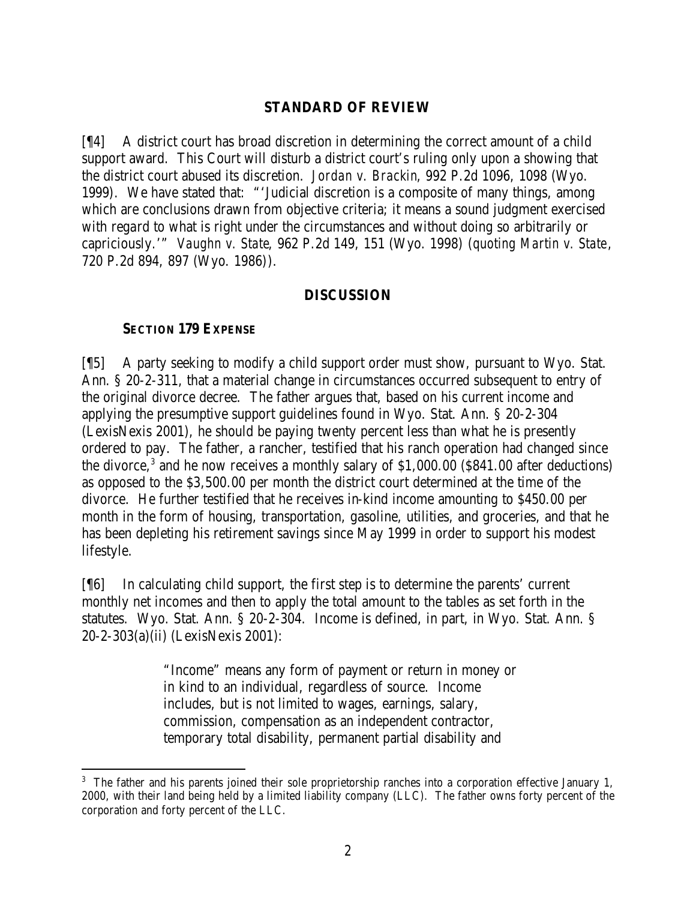## STANDARD OF REVIEW

[¶4] A district court has broad discretion in determining the correct amount of a child support award. This Court will disturb a district court's ruling only upon a showing that the district court abused its discretion. *Jordan v. Brackin*, 992 P.2d 1096, 1098 (Wyo. 1999). We have stated that: "'Judicial discretion is a composite of many things, among which are conclusions drawn from objective criteria; it means a sound judgment exercised with regard to what is right under the circumstances and without doing so arbitrarily or capriciously.'" *Vaughn v. State*, 962 P.2d 149, 151 (Wyo. 1998) (*quoting Martin v. State*, 720 P.2d 894, 897 (Wyo. 1986)).

## DISCUSSION

### SECTION 179 EXPENSE

[¶5] A party seeking to modify a child support order must show, pursuant to Wyo. Stat. Ann. § 20-2-311, that a material change in circumstances occurred subsequent to entry of the original divorce decree. The father argues that, based on his current income and applying the presumptive support guidelines found in Wyo. Stat. Ann. § 20-2-304 (LexisNexis 2001), he should be paying twenty percent less than what he is presently ordered to pay. The father, a rancher, testified that his ranch operation had changed since the divorce,[3] and he now receives a monthly salary of $1,000.00 ($841.00 after deductions) as opposed to the $3,500.00 per month the district court determined at the time of the divorce. He further testified that he receives in-kind income amounting to $450.00 per month in the form of housing, transportation, gasoline, utilities, and groceries, and that he has been depleting his retirement savings since May 1999 in order to support his modest lifestyle.

[¶6] In calculating child support, the first step is to determine the parents' current monthly net incomes and then to apply the total amount to the tables as set forth in the statutes. Wyo. Stat. Ann. § 20-2-304. Income is defined, in part, in Wyo. Stat. Ann. § 20-2-303(a)(ii) (LexisNexis 2001):

> "Income" means any form of payment or return in money or in kind to an individual, regardless of source. Income includes, but is not limited to wages, earnings, salary, commission, compensation as an independent contractor, temporary total disability, permanent partial disability and

[3] The father and his parents joined their sole proprietorship ranches into a corporation effective January 1, 2000, with their land being held by a limited liability company (LLC). The father owns forty percent of the corporation and forty percent of the LLC.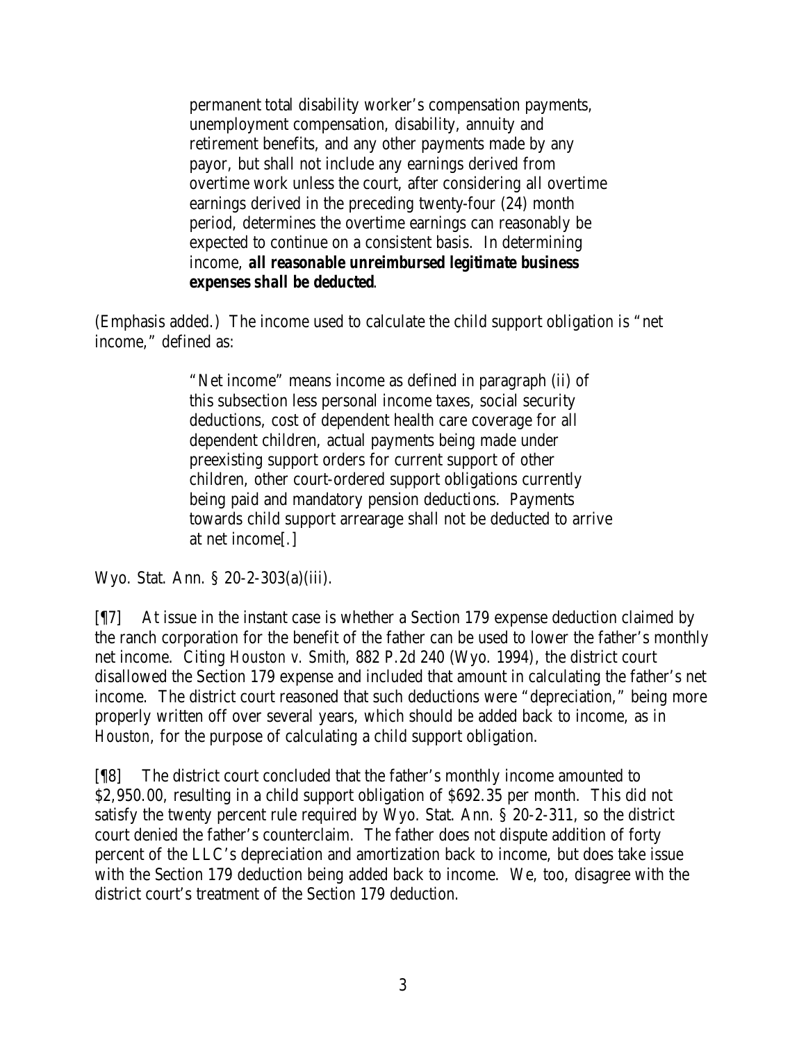> permanent total disability worker's compensation payments, unemployment compensation, disability, annuity and retirement benefits, and any other payments made by any payor, but shall not include any earnings derived from overtime work unless the court, after considering all overtime earnings derived in the preceding twenty-four (24) month period, determines the overtime earnings can reasonably be expected to continue on a consistent basis. In determining income, ***all reasonable unreimbursed legitimate business expenses shall be deducted***.

(Emphasis added.) The income used to calculate the child support obligation is "net income," defined as:

> "Net income" means income as defined in paragraph (ii) of this subsection less personal income taxes, social security deductions, cost of dependent health care coverage for all dependent children, actual payments being made under preexisting support orders for current support of other children, other court-ordered support obligations currently being paid and mandatory pension deductions. Payments towards child support arrearage shall not be deducted to arrive at net income[.]

Wyo. Stat. Ann. § 20-2-303(a)(iii).

[¶7] At issue in the instant case is whether a Section 179 expense deduction claimed by the ranch corporation for the benefit of the father can be used to lower the father's monthly net income. Citing *Houston v. Smith*, 882 P.2d 240 (Wyo. 1994), the district court disallowed the Section 179 expense and included that amount in calculating the father's net income. The district court reasoned that such deductions were "depreciation," being more properly written off over several years, which should be added back to income, as in *Houston*, for the purpose of calculating a child support obligation.

[¶8] The district court concluded that the father's monthly income amounted to \$2,950.00, resulting in a child support obligation of \$692.35 per month. This did not satisfy the twenty percent rule required by Wyo. Stat. Ann. § 20-2-311, so the district court denied the father's counterclaim. The father does not dispute addition of forty percent of the LLC's depreciation and amortization back to income, but does take issue with the Section 179 deduction being added back to income. We, too, disagree with the district court's treatment of the Section 179 deduction.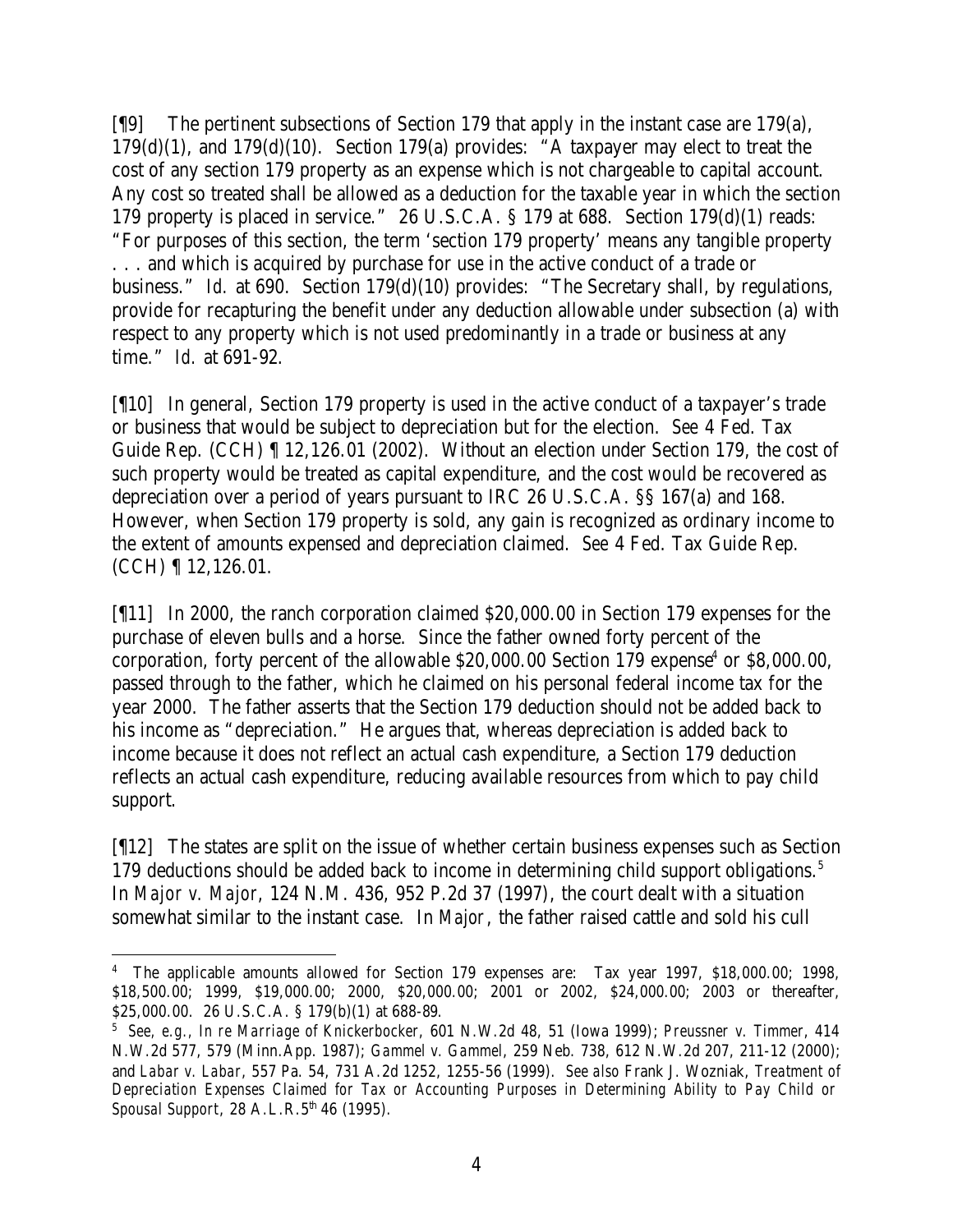[¶9] The pertinent subsections of Section 179 that apply in the instant case are 179(a), 179(d)(1), and 179(d)(10). Section 179(a) provides: "A taxpayer may elect to treat the cost of any section 179 property as an expense which is not chargeable to capital account. Any cost so treated shall be allowed as a deduction for the taxable year in which the section 179 property is placed in service." 26 U.S.C.A. § 179 at 688. Section 179(d)(1) reads: "For purposes of this section, the term 'section 179 property' means any tangible property . . . and which is acquired by purchase for use in the active conduct of a trade or business." *Id.* at 690. Section 179(d)(10) provides: "The Secretary shall, by regulations, provide for recapturing the benefit under any deduction allowable under subsection (a) with respect to any property which is not used predominantly in a trade or business at any time." *Id.* at 691-92.

[¶10] In general, Section 179 property is used in the active conduct of a taxpayer's trade or business that would be subject to depreciation but for the election. *See* 4 Fed. Tax Guide Rep. (CCH) ¶ 12,126.01 (2002). Without an election under Section 179, the cost of such property would be treated as capital expenditure, and the cost would be recovered as depreciation over a period of years pursuant to IRC 26 U.S.C.A. §§ 167(a) and 168. However, when Section 179 property is sold, any gain is recognized as ordinary income to the extent of amounts expensed and depreciation claimed. *See* 4 Fed. Tax Guide Rep. (CCH) ¶ 12,126.01.

[¶11] In 2000, the ranch corporation claimed $20,000.00 in Section 179 expenses for the purchase of eleven bulls and a horse. Since the father owned forty percent of the corporation, forty percent of the allowable $20,000.00 Section 179 expense[4] or $8,000.00, passed through to the father, which he claimed on his personal federal income tax for the year 2000. The father asserts that the Section 179 deduction should not be added back to his income as "depreciation." He argues that, whereas depreciation is added back to income because it does not reflect an actual cash expenditure, a Section 179 deduction reflects an actual cash expenditure, reducing available resources from which to pay child support.

[¶12] The states are split on the issue of whether certain business expenses such as Section 179 deductions should be added back to income in determining child support obligations.[5] In *Major v. Major*, 124 N.M. 436, 952 P.2d 37 (1997), the court dealt with a situation somewhat similar to the instant case. In *Major*, the father raised cattle and sold his cull

---

[4] The applicable amounts allowed for Section 179 expenses are: Tax year 1997, $18,000.00; 1998, $18,500.00; 1999, $19,000.00; 2000, $20,000.00; 2001 or 2002, $24,000.00; 2003 or thereafter, $25,000.00. 26 U.S.C.A. § 179(b)(1) at 688-89.

[5] *See, e.g., In re Marriage of Knickerbocker*, 601 N.W.2d 48, 51 (Iowa 1999); *Preussner v. Timmer*, 414 N.W.2d 577, 579 (Minn.App. 1987); *Gammel v. Gammel*, 259 Neb. 738, 612 N.W.2d 207, 211-12 (2000); and *Labar v. Labar*, 557 Pa. 54, 731 A.2d 1252, 1255-56 (1999). *See also* Frank J. Wozniak, *Treatment of Depreciation Expenses Claimed for Tax or Accounting Purposes in Determining Ability to Pay Child or Spousal Support*, 28 A.L.R.5th 46 (1995).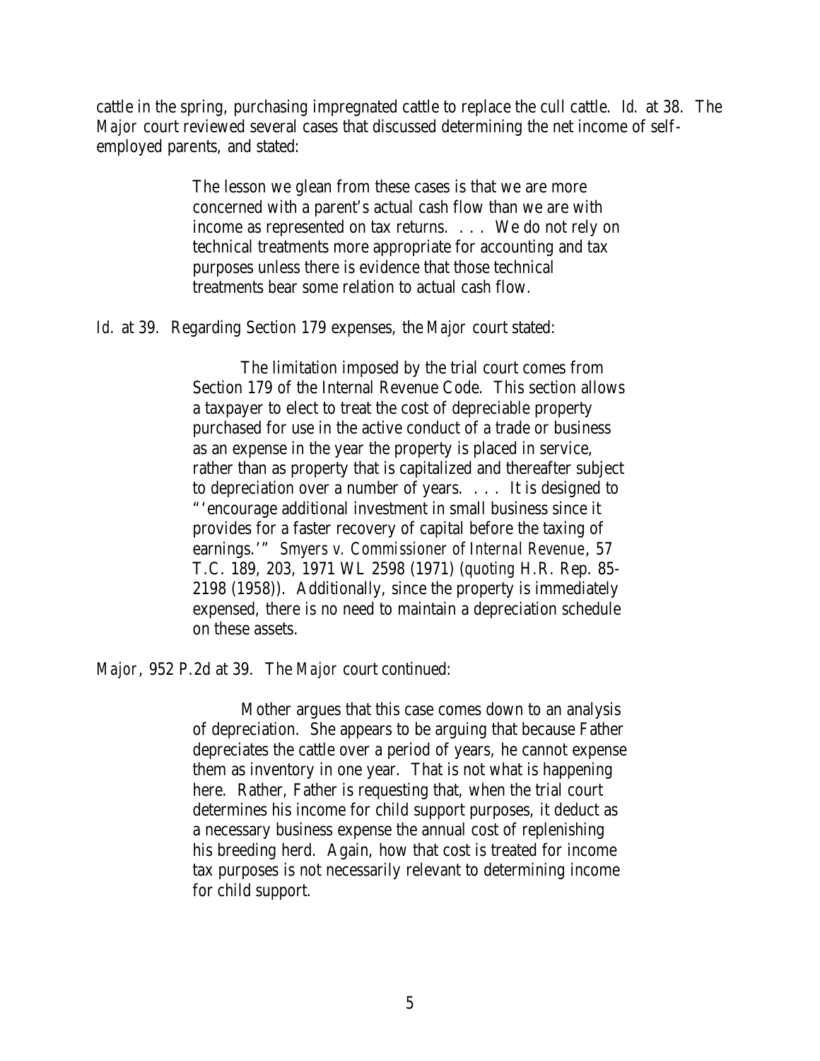cattle in the spring, purchasing impregnated cattle to replace the cull cattle. *Id.* at 38. The *Major* court reviewed several cases that discussed determining the net income of self-employed parents, and stated:

> The lesson we glean from these cases is that we are more concerned with a parent's actual cash flow than we are with income as represented on tax returns. . . . We do not rely on technical treatments more appropriate for accounting and tax purposes unless there is evidence that those technical treatments bear some relation to actual cash flow.

*Id.* at 39. Regarding Section 179 expenses, the *Major* court stated:

> The limitation imposed by the trial court comes from Section 179 of the Internal Revenue Code. This section allows a taxpayer to elect to treat the cost of depreciable property purchased for use in the active conduct of a trade or business as an expense in the year the property is placed in service, rather than as property that is capitalized and thereafter subject to depreciation over a number of years. . . . It is designed to "'encourage additional investment in small business since it provides for a faster recovery of capital before the taxing of earnings.'" *Smyers v. Commissioner of Internal Revenue*, 57 T.C. 189, 203, 1971 WL 2598 (1971) (*quoting* H.R. Rep. 85-2198 (1958)). Additionally, since the property is immediately expensed, there is no need to maintain a depreciation schedule on these assets.

*Major*, 952 P.2d at 39. The *Major* court continued:

> Mother argues that this case comes down to an analysis of depreciation. She appears to be arguing that because Father depreciates the cattle over a period of years, he cannot expense them as inventory in one year. That is not what is happening here. Rather, Father is requesting that, when the trial court determines his income for child support purposes, it deduct as a necessary business expense the annual cost of replenishing his breeding herd. Again, how that cost is treated for income tax purposes is not necessarily relevant to determining income for child support.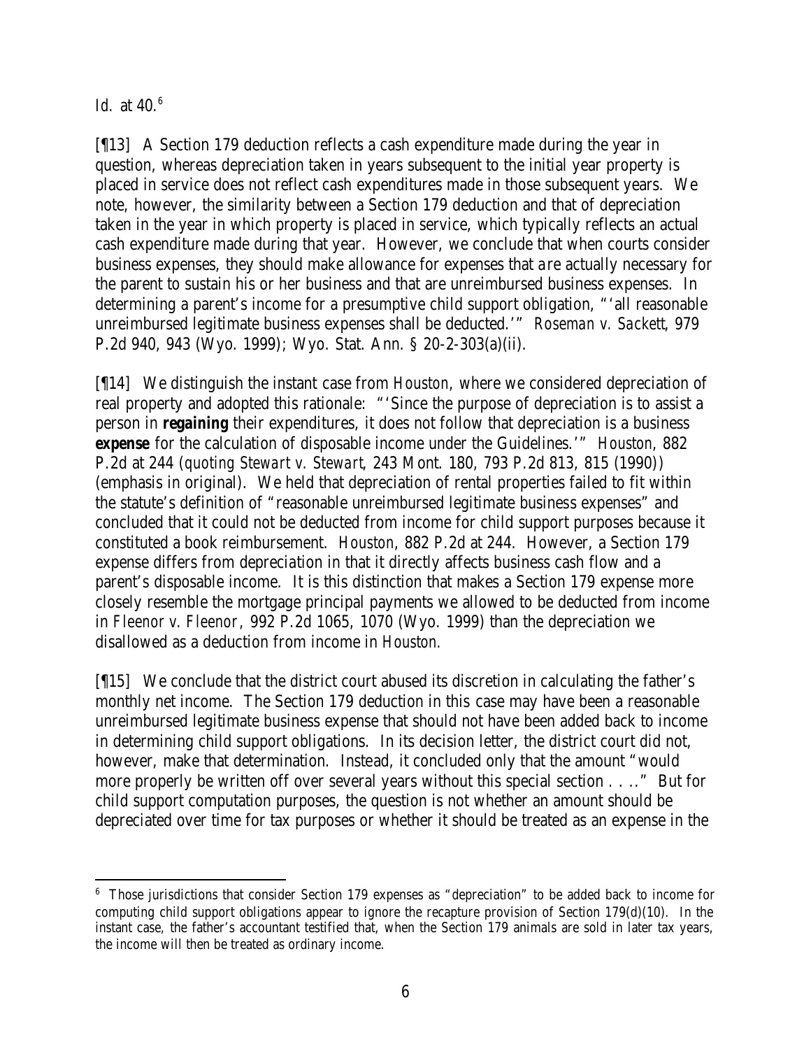*Id.* at 40.[6]

[¶13] A Section 179 deduction reflects a cash expenditure made during the year in question, whereas depreciation taken in years subsequent to the initial year property is placed in service does not reflect cash expenditures made in those subsequent years. We note, however, the similarity between a Section 179 deduction and that of depreciation taken in the year in which property is placed in service, which typically reflects an actual cash expenditure made during that year. However, we conclude that when courts consider business expenses, they should make allowance for expenses that are actually necessary for the parent to sustain his or her business and that are unreimbursed business expenses. In determining a parent's income for a presumptive child support obligation, "'all reasonable unreimbursed legitimate business expenses shall be deducted.'" *Roseman v. Sackett*, 979 P.2d 940, 943 (Wyo. 1999); Wyo. Stat. Ann. § 20-2-303(a)(ii).

[¶14] We distinguish the instant case from *Houston*, where we considered depreciation of real property and adopted this rationale: "'Since the purpose of depreciation is to assist a person in **regaining** their expenditures, it does not follow that depreciation is a business **expense** for the calculation of disposable income under the Guidelines.'" *Houston*, 882 P.2d at 244 (*quoting Stewart v. Stewart*, 243 Mont. 180, 793 P.2d 813, 815 (1990)) (emphasis in original). We held that depreciation of rental properties failed to fit within the statute's definition of "reasonable unreimbursed legitimate business expenses" and concluded that it could not be deducted from income for child support purposes because it constituted a book reimbursement. *Houston*, 882 P.2d at 244. However, a Section 179 expense differs from depreciation in that it directly affects business cash flow and a parent's disposable income. It is this distinction that makes a Section 179 expense more closely resemble the mortgage principal payments we allowed to be deducted from income in *Fleenor v. Fleenor*, 992 P.2d 1065, 1070 (Wyo. 1999) than the depreciation we disallowed as a deduction from income in *Houston*.

[¶15] We conclude that the district court abused its discretion in calculating the father's monthly net income. The Section 179 deduction in this case may have been a reasonable unreimbursed legitimate business expense that should not have been added back to income in determining child support obligations. In its decision letter, the district court did not, however, make that determination. Instead, it concluded only that the amount "would more properly be written off over several years without this special section . . .." But for child support computation purposes, the question is not whether an amount should be depreciated over time for tax purposes or whether it should be treated as an expense in the

---

[6] Those jurisdictions that consider Section 179 expenses as "depreciation" to be added back to income for computing child support obligations appear to ignore the recapture provision of Section 179(d)(10). In the instant case, the father's accountant testified that, when the Section 179 animals are sold in later tax years, the income will then be treated as ordinary income.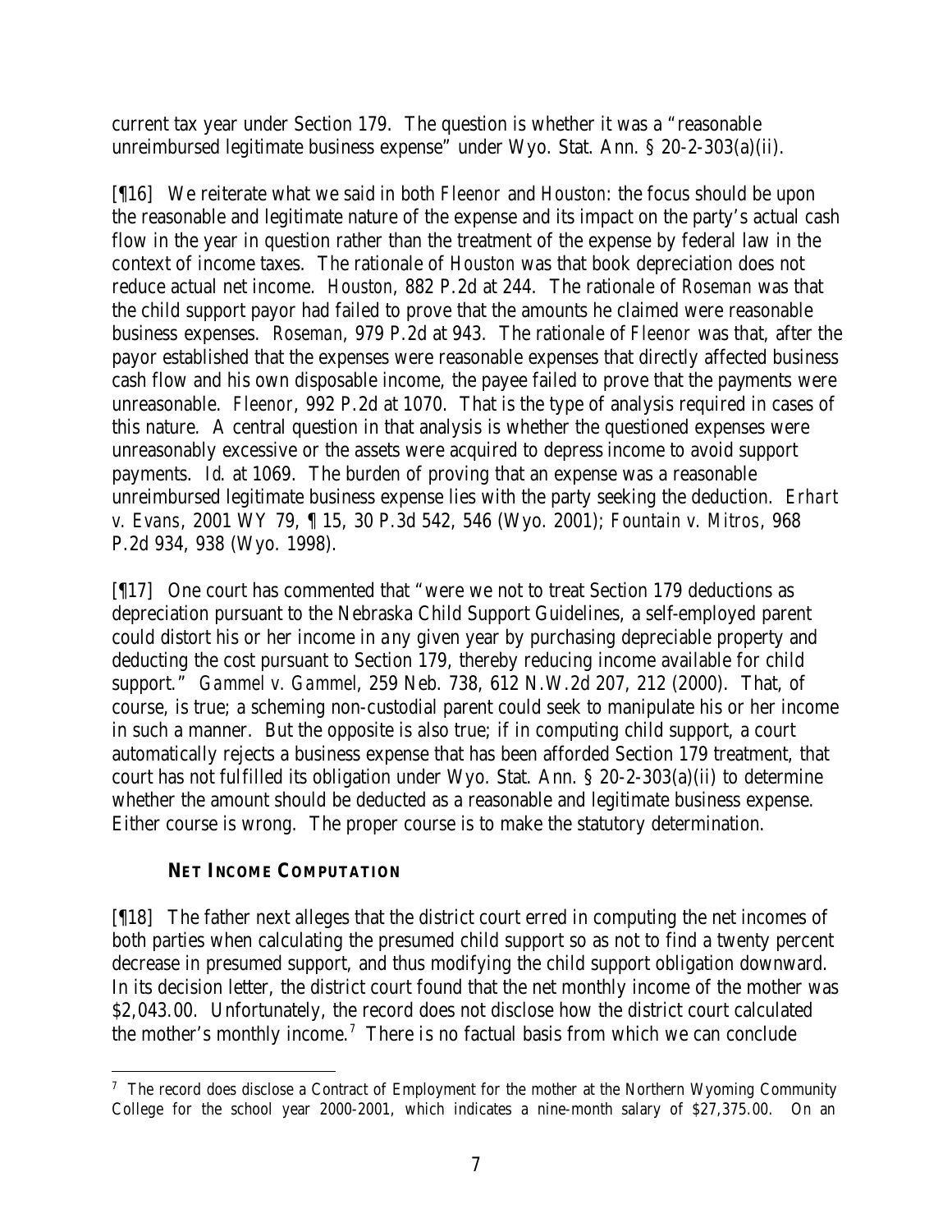current tax year under Section 179. The question is whether it was a "reasonable unreimbursed legitimate business expense" under Wyo. Stat. Ann. § 20-2-303(a)(ii).

[¶16] We reiterate what we said in both *Fleenor* and *Houston*: the focus should be upon the reasonable and legitimate nature of the expense and its impact on the party's actual cash flow in the year in question rather than the treatment of the expense by federal law in the context of income taxes. The rationale of *Houston* was that book depreciation does not reduce actual net income. *Houston*, 882 P.2d at 244. The rationale of *Roseman* was that the child support payor had failed to prove that the amounts he claimed were reasonable business expenses. *Roseman*, 979 P.2d at 943. The rationale of *Fleenor* was that, after the payor established that the expenses were reasonable expenses that directly affected business cash flow and his own disposable income, the payee failed to prove that the payments were unreasonable. *Fleenor*, 992 P.2d at 1070. That is the type of analysis required in cases of this nature. A central question in that analysis is whether the questioned expenses were unreasonably excessive or the assets were acquired to depress income to avoid support payments. *Id*. at 1069. The burden of proving that an expense was a reasonable unreimbursed legitimate business expense lies with the party seeking the deduction. *Erhart v. Evans*, 2001 WY 79, ¶ 15, 30 P.3d 542, 546 (Wyo. 2001); *Fountain v. Mitros*, 968 P.2d 934, 938 (Wyo. 1998).

[¶17] One court has commented that "were we not to treat Section 179 deductions as depreciation pursuant to the Nebraska Child Support Guidelines, a self-employed parent could distort his or her income in any given year by purchasing depreciable property and deducting the cost pursuant to Section 179, thereby reducing income available for child support." *Gammel v. Gammel*, 259 Neb. 738, 612 N.W.2d 207, 212 (2000). That, of course, is true; a scheming non-custodial parent could seek to manipulate his or her income in such a manner. But the opposite is also true; if in computing child support, a court automatically rejects a business expense that has been afforded Section 179 treatment, that court has not fulfilled its obligation under Wyo. Stat. Ann. § 20-2-303(a)(ii) to determine whether the amount should be deducted as a reasonable and legitimate business expense. Either course is wrong. The proper course is to make the statutory determination.

### NET INCOME COMPUTATION

[¶18] The father next alleges that the district court erred in computing the net incomes of both parties when calculating the presumed child support so as not to find a twenty percent decrease in presumed support, and thus modifying the child support obligation downward. In its decision letter, the district court found that the net monthly income of the mother was $2,043.00. Unfortunately, the record does not disclose how the district court calculated the mother's monthly income.[7] There is no factual basis from which we can conclude

[7] The record does disclose a Contract of Employment for the mother at the Northern Wyoming Community College for the school year 2000-2001, which indicates a nine-month salary of $27,375.00. On an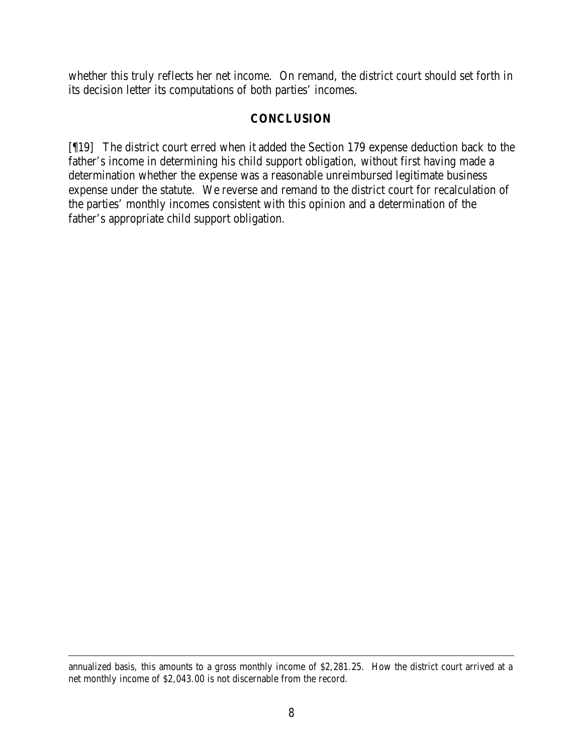whether this truly reflects her net income. On remand, the district court should set forth in its decision letter its computations of both parties' incomes.

## CONCLUSION

[¶19] The district court erred when it added the Section 179 expense deduction back to the father's income in determining his child support obligation, without first having made a determination whether the expense was a reasonable unreimbursed legitimate business expense under the statute. We reverse and remand to the district court for recalculation of the parties' monthly incomes consistent with this opinion and a determination of the father's appropriate child support obligation.

---

annualized basis, this amounts to a gross monthly income of $2,281.25. How the district court arrived at a net monthly income of $2,043.00 is not discernable from the record.